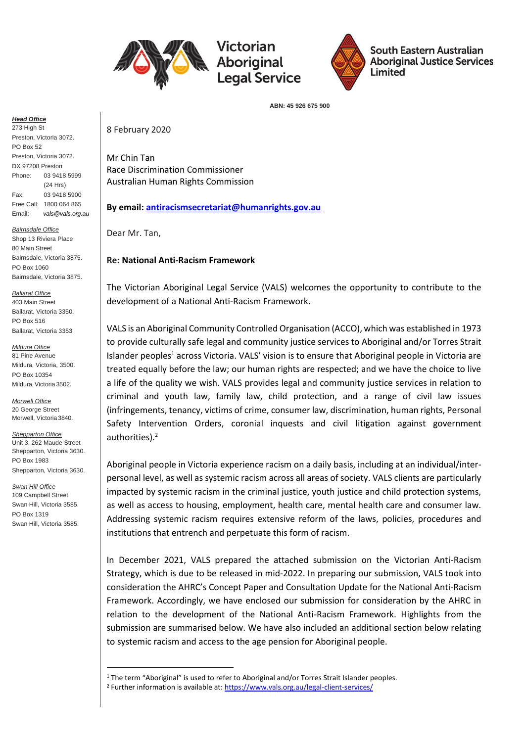Victorian Aboriginal Legal Service

South Eastern Australian Aboriginal Justice Services Limited

ABN: 45 926 675 900

***Head Office***
273 High St
Preston, Victoria 3072.
PO Box 52
Preston, Victoria 3072.
DX 97208 Preston
Phone: 03 9418 5999 (24 Hrs)
Fax: 03 9418 5900
Free Call: 1800 064 865
Email: *vals@vals.org.au*

*Bairnsdale Office*
Shop 13 Riviera Place
80 Main Street
Bairnsdale, Victoria 3875.
PO Box 1060
Bairnsdale, Victoria 3875.

*Ballarat Office*
403 Main Street
Ballarat, Victoria 3350.
PO Box 516
Ballarat, Victoria 3353

*Mildura Office*
81 Pine Avenue
Mildura, Victoria, 3500.
PO Box 10354
Mildura, Victoria 3502.

*Morwell Office*
20 George Street
Morwell, Victoria 3840.

*Shepparton Office*
Unit 3, 262 Maude Street
Shepparton, Victoria 3630.
PO Box 1983
Shepparton, Victoria 3630.

*Swan Hill Office*
109 Campbell Street
Swan Hill, Victoria 3585.
PO Box 1319
Swan Hill, Victoria 3585.

8 February 2020

Mr Chin Tan
Race Discrimination Commissioner
Australian Human Rights Commission

**By email: antiracismsecretariat@humanrights.gov.au**

Dear Mr. Tan,

**Re: National Anti-Racism Framework**

The Victorian Aboriginal Legal Service (VALS) welcomes the opportunity to contribute to the development of a National Anti-Racism Framework.

VALS is an Aboriginal Community Controlled Organisation (ACCO), which was established in 1973 to provide culturally safe legal and community justice services to Aboriginal and/or Torres Strait Islander peoples[1] across Victoria. VALS' vision is to ensure that Aboriginal people in Victoria are treated equally before the law; our human rights are respected; and we have the choice to live a life of the quality we wish. VALS provides legal and community justice services in relation to criminal and youth law, family law, child protection, and a range of civil law issues (infringements, tenancy, victims of crime, consumer law, discrimination, human rights, Personal Safety Intervention Orders, coronial inquests and civil litigation against government authorities).[2]

Aboriginal people in Victoria experience racism on a daily basis, including at an individual/inter-personal level, as well as systemic racism across all areas of society. VALS clients are particularly impacted by systemic racism in the criminal justice, youth justice and child protection systems, as well as access to housing, employment, health care, mental health care and consumer law. Addressing systemic racism requires extensive reform of the laws, policies, procedures and institutions that entrench and perpetuate this form of racism.

In December 2021, VALS prepared the attached submission on the Victorian Anti-Racism Strategy, which is due to be released in mid-2022. In preparing our submission, VALS took into consideration the AHRC's Concept Paper and Consultation Update for the National Anti-Racism Framework. Accordingly, we have enclosed our submission for consideration by the AHRC in relation to the development of the National Anti-Racism Framework. Highlights from the submission are summarised below. We have also included an additional section below relating to systemic racism and access to the age pension for Aboriginal people.

[1] The term "Aboriginal" is used to refer to Aboriginal and/or Torres Strait Islander peoples.
[2] Further information is available at: https://www.vals.org.au/legal-client-services/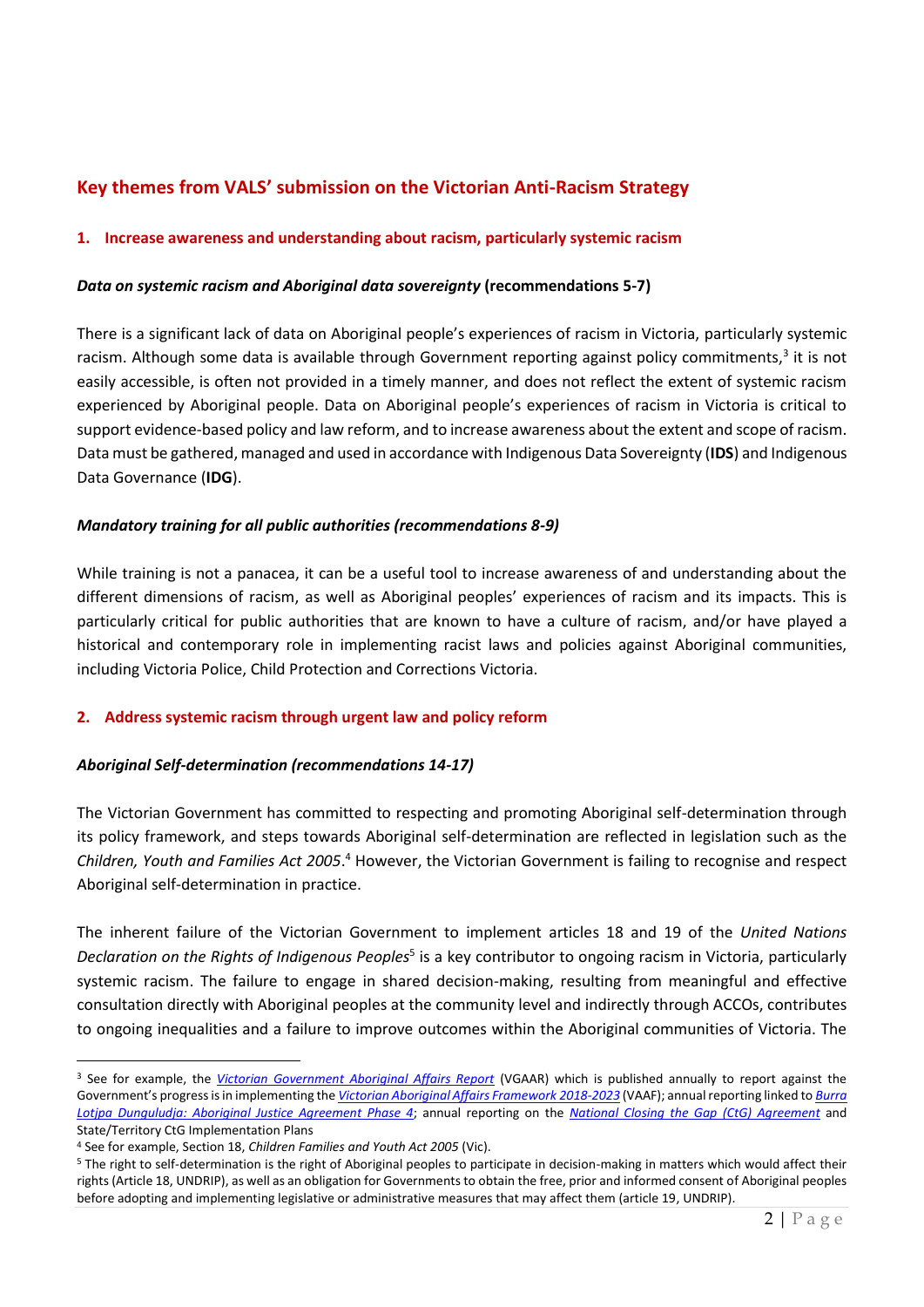## Key themes from VALS' submission on the Victorian Anti-Racism Strategy

### 1. Increase awareness and understanding about racism, particularly systemic racism

***Data on systemic racism and Aboriginal data sovereignty* (recommendations 5-7)**

There is a significant lack of data on Aboriginal people's experiences of racism in Victoria, particularly systemic racism. Although some data is available through Government reporting against policy commitments,[3] it is not easily accessible, is often not provided in a timely manner, and does not reflect the extent of systemic racism experienced by Aboriginal people. Data on Aboriginal people's experiences of racism in Victoria is critical to support evidence-based policy and law reform, and to increase awareness about the extent and scope of racism. Data must be gathered, managed and used in accordance with Indigenous Data Sovereignty (**IDS**) and Indigenous Data Governance (**IDG**).

***Mandatory training for all public authorities (recommendations 8-9)***

While training is not a panacea, it can be a useful tool to increase awareness of and understanding about the different dimensions of racism, as well as Aboriginal peoples' experiences of racism and its impacts. This is particularly critical for public authorities that are known to have a culture of racism, and/or have played a historical and contemporary role in implementing racist laws and policies against Aboriginal communities, including Victoria Police, Child Protection and Corrections Victoria.

### 2. Address systemic racism through urgent law and policy reform

***Aboriginal Self-determination (recommendations 14-17)***

The Victorian Government has committed to respecting and promoting Aboriginal self-determination through its policy framework, and steps towards Aboriginal self-determination are reflected in legislation such as the *Children, Youth and Families Act 2005*.[4] However, the Victorian Government is failing to recognise and respect Aboriginal self-determination in practice.

The inherent failure of the Victorian Government to implement articles 18 and 19 of the *United Nations Declaration on the Rights of Indigenous Peoples*[5] is a key contributor to ongoing racism in Victoria, particularly systemic racism. The failure to engage in shared decision-making, resulting from meaningful and effective consultation directly with Aboriginal peoples at the community level and indirectly through ACCOs, contributes to ongoing inequalities and a failure to improve outcomes within the Aboriginal communities of Victoria. The

---

[3] See for example, the *Victorian Government Aboriginal Affairs Report* (VGAAR) which is published annually to report against the Government's progress is in implementing the *Victorian Aboriginal Affairs Framework 2018-2023* (VAAF); annual reporting linked to *Burra Lotjpa Dunguludja: Aboriginal Justice Agreement Phase 4*; annual reporting on the *National Closing the Gap (CtG) Agreement* and State/Territory CtG Implementation Plans

[4] See for example, Section 18, *Children Families and Youth Act 2005* (Vic).

[5] The right to self-determination is the right of Aboriginal peoples to participate in decision-making in matters which would affect their rights (Article 18, UNDRIP), as well as an obligation for Governments to obtain the free, prior and informed consent of Aboriginal peoples before adopting and implementing legislative or administrative measures that may affect them (article 19, UNDRIP).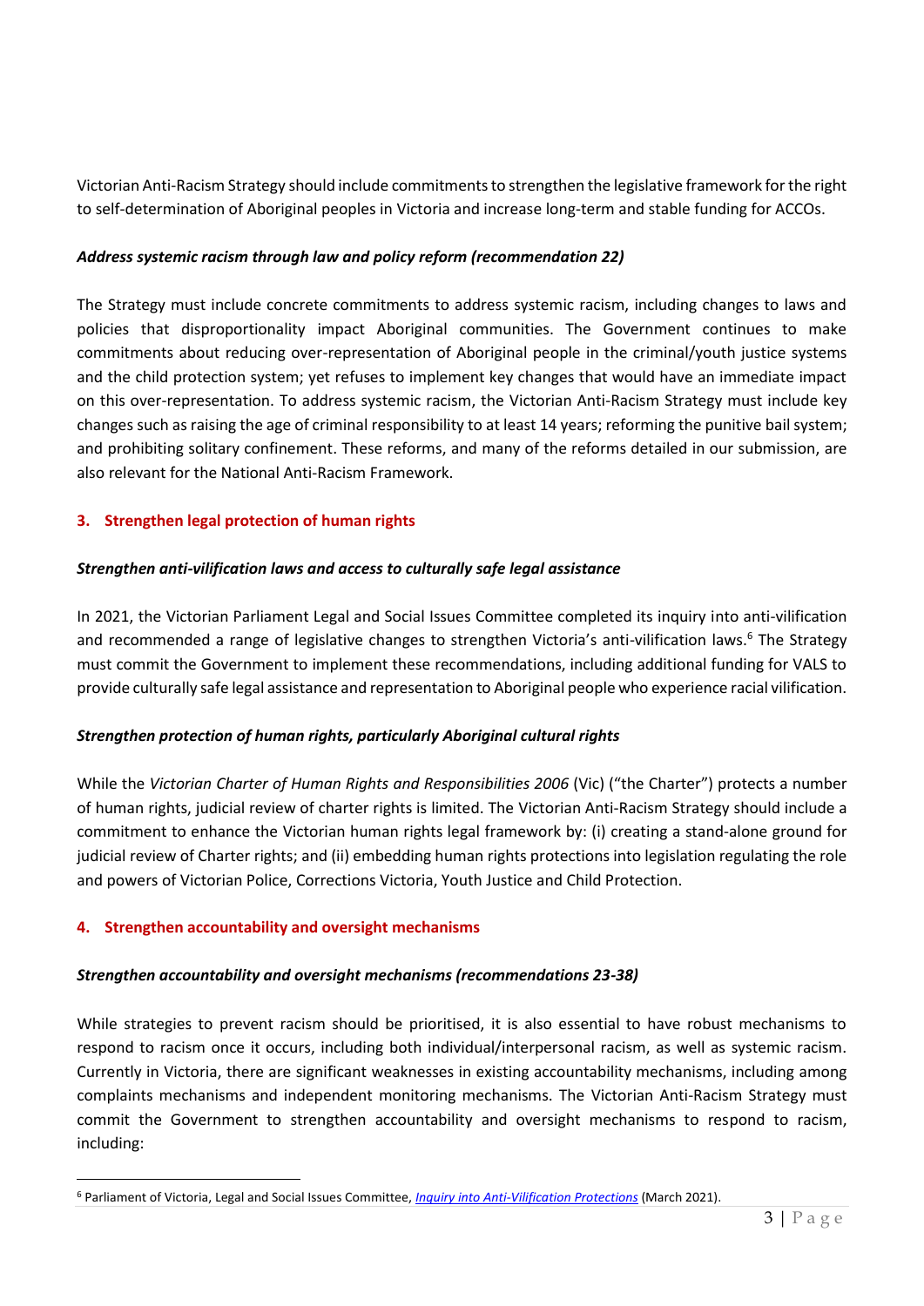Victorian Anti-Racism Strategy should include commitments to strengthen the legislative framework for the right to self-determination of Aboriginal peoples in Victoria and increase long-term and stable funding for ACCOs.

***Address systemic racism through law and policy reform (recommendation 22)***

The Strategy must include concrete commitments to address systemic racism, including changes to laws and policies that disproportionality impact Aboriginal communities. The Government continues to make commitments about reducing over-representation of Aboriginal people in the criminal/youth justice systems and the child protection system; yet refuses to implement key changes that would have an immediate impact on this over-representation. To address systemic racism, the Victorian Anti-Racism Strategy must include key changes such as raising the age of criminal responsibility to at least 14 years; reforming the punitive bail system; and prohibiting solitary confinement. These reforms, and many of the reforms detailed in our submission, are also relevant for the National Anti-Racism Framework.

## 3. Strengthen legal protection of human rights

***Strengthen anti-vilification laws and access to culturally safe legal assistance***

In 2021, the Victorian Parliament Legal and Social Issues Committee completed its inquiry into anti-vilification and recommended a range of legislative changes to strengthen Victoria's anti-vilification laws.[6] The Strategy must commit the Government to implement these recommendations, including additional funding for VALS to provide culturally safe legal assistance and representation to Aboriginal people who experience racial vilification.

***Strengthen protection of human rights, particularly Aboriginal cultural rights***

While the *Victorian Charter of Human Rights and Responsibilities 2006* (Vic) ("the Charter") protects a number of human rights, judicial review of charter rights is limited. The Victorian Anti-Racism Strategy should include a commitment to enhance the Victorian human rights legal framework by: (i) creating a stand-alone ground for judicial review of Charter rights; and (ii) embedding human rights protections into legislation regulating the role and powers of Victorian Police, Corrections Victoria, Youth Justice and Child Protection.

## 4. Strengthen accountability and oversight mechanisms

***Strengthen accountability and oversight mechanisms (recommendations 23-38)***

While strategies to prevent racism should be prioritised, it is also essential to have robust mechanisms to respond to racism once it occurs, including both individual/interpersonal racism, as well as systemic racism. Currently in Victoria, there are significant weaknesses in existing accountability mechanisms, including among complaints mechanisms and independent monitoring mechanisms. The Victorian Anti-Racism Strategy must commit the Government to strengthen accountability and oversight mechanisms to respond to racism, including:

---

[6] Parliament of Victoria, Legal and Social Issues Committee, *Inquiry into Anti-Vilification Protections* (March 2021).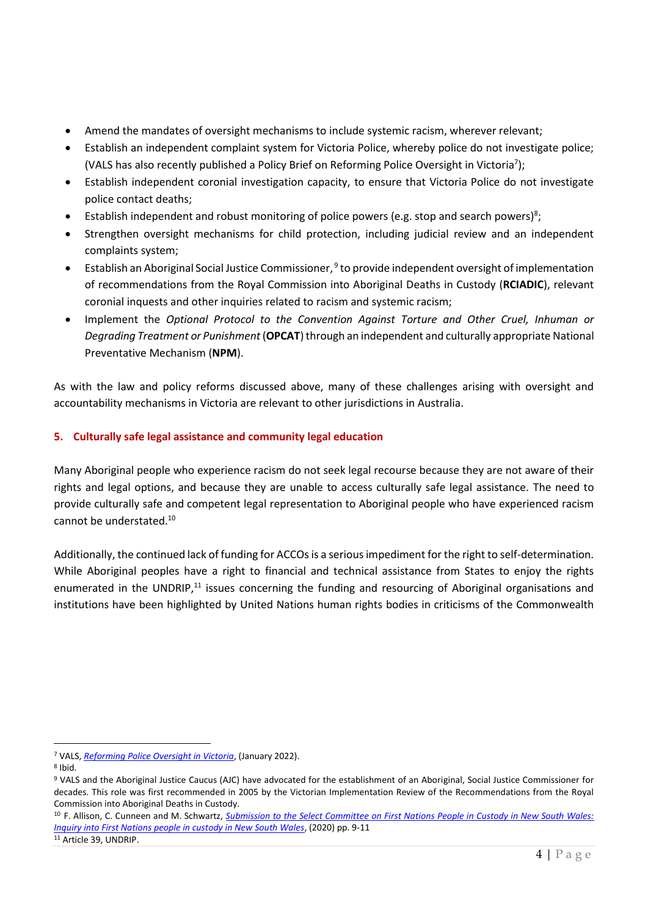- Amend the mandates of oversight mechanisms to include systemic racism, wherever relevant;
- Establish an independent complaint system for Victoria Police, whereby police do not investigate police; (VALS has also recently published a Policy Brief on Reforming Police Oversight in Victoria[7]);
- Establish independent coronial investigation capacity, to ensure that Victoria Police do not investigate police contact deaths;
- Establish independent and robust monitoring of police powers (e.g. stop and search powers)[8];
- Strengthen oversight mechanisms for child protection, including judicial review and an independent complaints system;
- Establish an Aboriginal Social Justice Commissioner,[9] to provide independent oversight of implementation of recommendations from the Royal Commission into Aboriginal Deaths in Custody (**RCIADIC**), relevant coronial inquests and other inquiries related to racism and systemic racism;
- Implement the *Optional Protocol to the Convention Against Torture and Other Cruel, Inhuman or Degrading Treatment or Punishment* (**OPCAT**) through an independent and culturally appropriate National Preventative Mechanism (**NPM**).

As with the law and policy reforms discussed above, many of these challenges arising with oversight and accountability mechanisms in Victoria are relevant to other jurisdictions in Australia.

## 5. Culturally safe legal assistance and community legal education

Many Aboriginal people who experience racism do not seek legal recourse because they are not aware of their rights and legal options, and because they are unable to access culturally safe legal assistance. The need to provide culturally safe and competent legal representation to Aboriginal people who have experienced racism cannot be understated.[10]

Additionally, the continued lack of funding for ACCOs is a serious impediment for the right to self-determination. While Aboriginal peoples have a right to financial and technical assistance from States to enjoy the rights enumerated in the UNDRIP,[11] issues concerning the funding and resourcing of Aboriginal organisations and institutions have been highlighted by United Nations human rights bodies in criticisms of the Commonwealth

---

[7] VALS, *Reforming Police Oversight in Victoria*, (January 2022).

[8] Ibid.

[9] VALS and the Aboriginal Justice Caucus (AJC) have advocated for the establishment of an Aboriginal, Social Justice Commissioner for decades. This role was first recommended in 2005 by the Victorian Implementation Review of the Recommendations from the Royal Commission into Aboriginal Deaths in Custody.

[10] F. Allison, C. Cunneen and M. Schwartz, *Submission to the Select Committee on First Nations People in Custody in New South Wales: Inquiry into First Nations people in custody in New South Wales*, (2020) pp. 9-11

[11] Article 39, UNDRIP.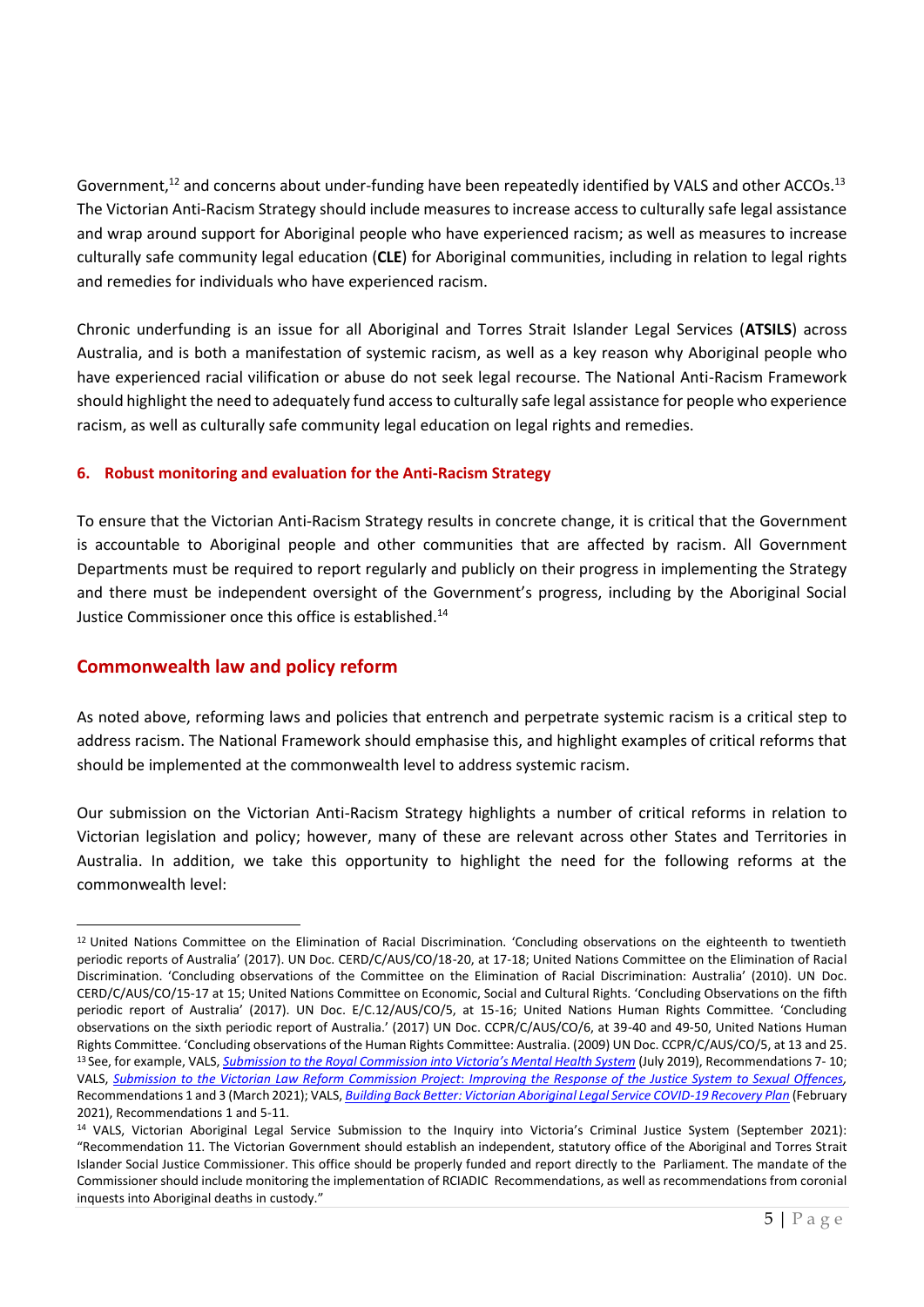Government,[12] and concerns about under-funding have been repeatedly identified by VALS and other ACCOs.[13] The Victorian Anti-Racism Strategy should include measures to increase access to culturally safe legal assistance and wrap around support for Aboriginal people who have experienced racism; as well as measures to increase culturally safe community legal education (**CLE**) for Aboriginal communities, including in relation to legal rights and remedies for individuals who have experienced racism.

Chronic underfunding is an issue for all Aboriginal and Torres Strait Islander Legal Services (**ATSILS**) across Australia, and is both a manifestation of systemic racism, as well as a key reason why Aboriginal people who have experienced racial vilification or abuse do not seek legal recourse. The National Anti-Racism Framework should highlight the need to adequately fund access to culturally safe legal assistance for people who experience racism, as well as culturally safe community legal education on legal rights and remedies.

### 6. Robust monitoring and evaluation for the Anti-Racism Strategy

To ensure that the Victorian Anti-Racism Strategy results in concrete change, it is critical that the Government is accountable to Aboriginal people and other communities that are affected by racism. All Government Departments must be required to report regularly and publicly on their progress in implementing the Strategy and there must be independent oversight of the Government's progress, including by the Aboriginal Social Justice Commissioner once this office is established.[14]

## Commonwealth law and policy reform

As noted above, reforming laws and policies that entrench and perpetrate systemic racism is a critical step to address racism. The National Framework should emphasise this, and highlight examples of critical reforms that should be implemented at the commonwealth level to address systemic racism.

Our submission on the Victorian Anti-Racism Strategy highlights a number of critical reforms in relation to Victorian legislation and policy; however, many of these are relevant across other States and Territories in Australia. In addition, we take this opportunity to highlight the need for the following reforms at the commonwealth level:

---

[12] United Nations Committee on the Elimination of Racial Discrimination. 'Concluding observations on the eighteenth to twentieth periodic reports of Australia' (2017). UN Doc. CERD/C/AUS/CO/18-20, at 17-18; United Nations Committee on the Elimination of Racial Discrimination. 'Concluding observations of the Committee on the Elimination of Racial Discrimination: Australia' (2010). UN Doc. CERD/C/AUS/CO/15-17 at 15; United Nations Committee on Economic, Social and Cultural Rights. 'Concluding Observations on the fifth periodic report of Australia' (2017). UN Doc. E/C.12/AUS/CO/5, at 15-16; United Nations Human Rights Committee. 'Concluding observations on the sixth periodic report of Australia.' (2017) UN Doc. CCPR/C/AUS/CO/6, at 39-40 and 49-50, United Nations Human Rights Committee. 'Concluding observations of the Human Rights Committee: Australia. (2009) UN Doc. CCPR/C/AUS/CO/5, at 13 and 25.

[13] See, for example, VALS, *Submission to the Royal Commission into Victoria's Mental Health System* (July 2019), Recommendations 7- 10; VALS, *Submission to the Victorian Law Reform Commission Project: Improving the Response of the Justice System to Sexual Offences*, Recommendations 1 and 3 (March 2021); VALS, *Building Back Better: Victorian Aboriginal Legal Service COVID-19 Recovery Plan* (February 2021), Recommendations 1 and 5-11.

[14] VALS, Victorian Aboriginal Legal Service Submission to the Inquiry into Victoria's Criminal Justice System (September 2021): "Recommendation 11. The Victorian Government should establish an independent, statutory office of the Aboriginal and Torres Strait Islander Social Justice Commissioner. This office should be properly funded and report directly to the Parliament. The mandate of the Commissioner should include monitoring the implementation of RCIADIC Recommendations, as well as recommendations from coronial inquests into Aboriginal deaths in custody."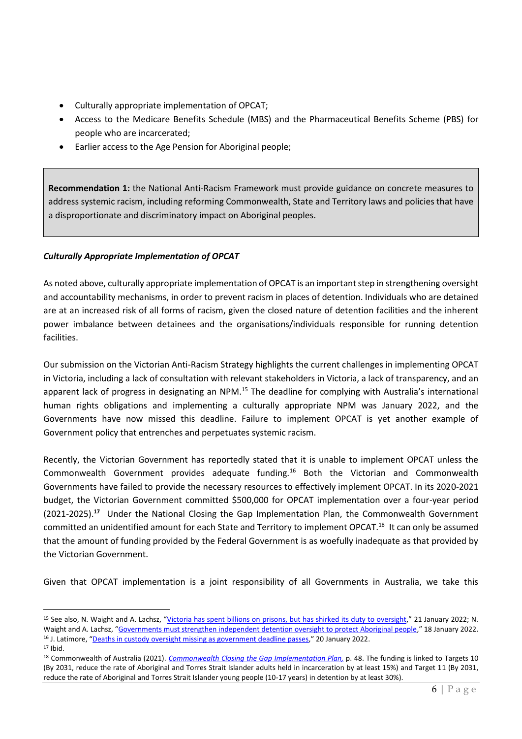- Culturally appropriate implementation of OPCAT;
- Access to the Medicare Benefits Schedule (MBS) and the Pharmaceutical Benefits Scheme (PBS) for people who are incarcerated;
- Earlier access to the Age Pension for Aboriginal people;

> **Recommendation 1:** the National Anti-Racism Framework must provide guidance on concrete measures to address systemic racism, including reforming Commonwealth, State and Territory laws and policies that have a disproportionate and discriminatory impact on Aboriginal peoples.

***Culturally Appropriate Implementation of OPCAT***

As noted above, culturally appropriate implementation of OPCAT is an important step in strengthening oversight and accountability mechanisms, in order to prevent racism in places of detention. Individuals who are detained are at an increased risk of all forms of racism, given the closed nature of detention facilities and the inherent power imbalance between detainees and the organisations/individuals responsible for running detention facilities.

Our submission on the Victorian Anti-Racism Strategy highlights the current challenges in implementing OPCAT in Victoria, including a lack of consultation with relevant stakeholders in Victoria, a lack of transparency, and an apparent lack of progress in designating an NPM.[15] The deadline for complying with Australia's international human rights obligations and implementing a culturally appropriate NPM was January 2022, and the Governments have now missed this deadline. Failure to implement OPCAT is yet another example of Government policy that entrenches and perpetuates systemic racism.

Recently, the Victorian Government has reportedly stated that it is unable to implement OPCAT unless the Commonwealth Government provides adequate funding.[16] Both the Victorian and Commonwealth Governments have failed to provide the necessary resources to effectively implement OPCAT. In its 2020-2021 budget, the Victorian Government committed $500,000 for OPCAT implementation over a four-year period (2021-2025).**[17]** Under the National Closing the Gap Implementation Plan, the Commonwealth Government committed an unidentified amount for each State and Territory to implement OPCAT.[18] It can only be assumed that the amount of funding provided by the Federal Government is as woefully inadequate as that provided by the Victorian Government.

Given that OPCAT implementation is a joint responsibility of all Governments in Australia, we take this

---

[15] See also, N. Waight and A. Lachsz, "Victoria has spent billions on prisons, but has shirked its duty to oversight," 21 January 2022; N. Waight and A. Lachsz, "Governments must strengthen independent detention oversight to protect Aboriginal people," 18 January 2022.

[16] J. Latimore, "Deaths in custody oversight missing as government deadline passes," 20 January 2022.

[17] Ibid.

[18] Commonwealth of Australia (2021). *Commonwealth Closing the Gap Implementation Plan,* p. 48. The funding is linked to Targets 10 (By 2031, reduce the rate of Aboriginal and Torres Strait Islander adults held in incarceration by at least 15%) and Target 11 (By 2031, reduce the rate of Aboriginal and Torres Strait Islander young people (10-17 years) in detention by at least 30%).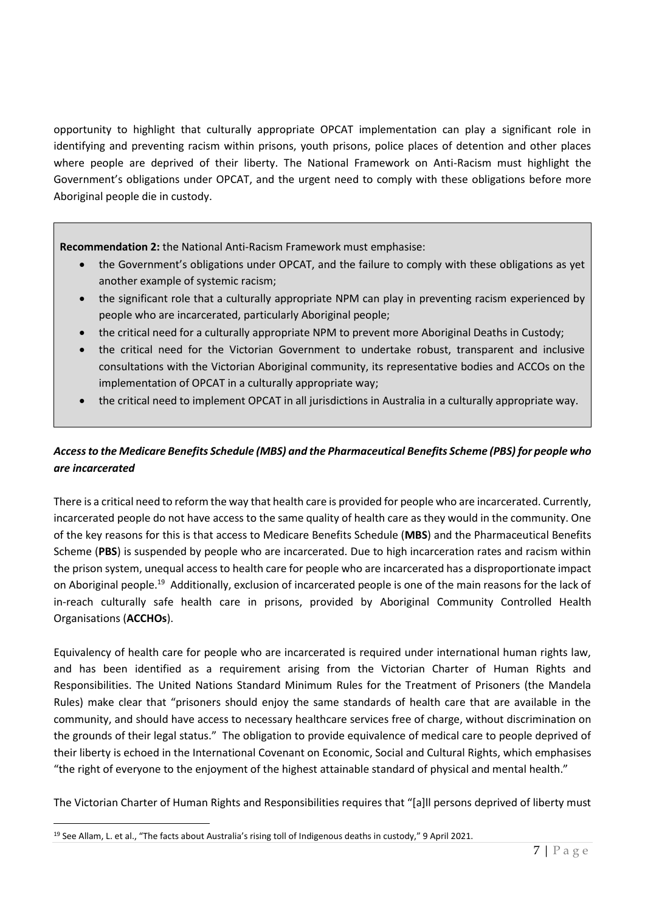opportunity to highlight that culturally appropriate OPCAT implementation can play a significant role in identifying and preventing racism within prisons, youth prisons, police places of detention and other places where people are deprived of their liberty. The National Framework on Anti-Racism must highlight the Government's obligations under OPCAT, and the urgent need to comply with these obligations before more Aboriginal people die in custody.

**Recommendation 2:** the National Anti-Racism Framework must emphasise:

- the Government's obligations under OPCAT, and the failure to comply with these obligations as yet another example of systemic racism;
- the significant role that a culturally appropriate NPM can play in preventing racism experienced by people who are incarcerated, particularly Aboriginal people;
- the critical need for a culturally appropriate NPM to prevent more Aboriginal Deaths in Custody;
- the critical need for the Victorian Government to undertake robust, transparent and inclusive consultations with the Victorian Aboriginal community, its representative bodies and ACCOs on the implementation of OPCAT in a culturally appropriate way;
- the critical need to implement OPCAT in all jurisdictions in Australia in a culturally appropriate way.

### *Access to the Medicare Benefits Schedule (MBS) and the Pharmaceutical Benefits Scheme (PBS) for people who are incarcerated*

There is a critical need to reform the way that health care is provided for people who are incarcerated. Currently, incarcerated people do not have access to the same quality of health care as they would in the community. One of the key reasons for this is that access to Medicare Benefits Schedule (**MBS**) and the Pharmaceutical Benefits Scheme (**PBS**) is suspended by people who are incarcerated. Due to high incarceration rates and racism within the prison system, unequal access to health care for people who are incarcerated has a disproportionate impact on Aboriginal people.[19] Additionally, exclusion of incarcerated people is one of the main reasons for the lack of in-reach culturally safe health care in prisons, provided by Aboriginal Community Controlled Health Organisations (**ACCHOs**).

Equivalency of health care for people who are incarcerated is required under international human rights law, and has been identified as a requirement arising from the Victorian Charter of Human Rights and Responsibilities. The United Nations Standard Minimum Rules for the Treatment of Prisoners (the Mandela Rules) make clear that "prisoners should enjoy the same standards of health care that are available in the community, and should have access to necessary healthcare services free of charge, without discrimination on the grounds of their legal status." The obligation to provide equivalence of medical care to people deprived of their liberty is echoed in the International Covenant on Economic, Social and Cultural Rights, which emphasises "the right of everyone to the enjoyment of the highest attainable standard of physical and mental health."

The Victorian Charter of Human Rights and Responsibilities requires that "[a]ll persons deprived of liberty must

[19] See Allam, L. et al., "The facts about Australia's rising toll of Indigenous deaths in custody," 9 April 2021.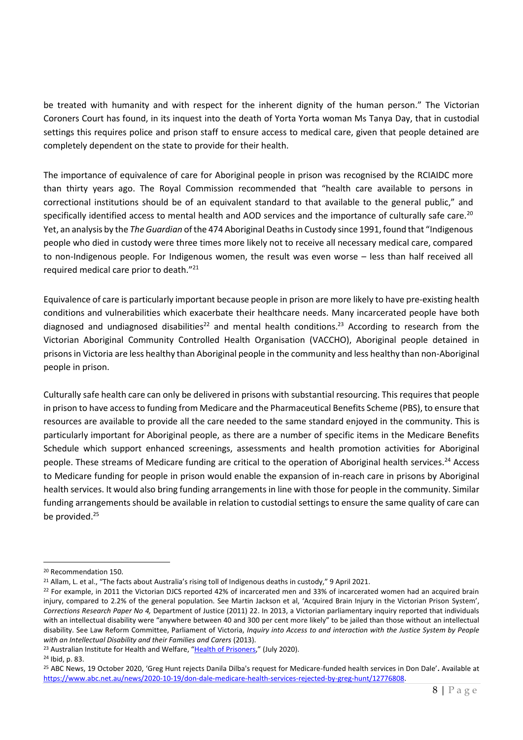be treated with humanity and with respect for the inherent dignity of the human person." The Victorian Coroners Court has found, in its inquest into the death of Yorta Yorta woman Ms Tanya Day, that in custodial settings this requires police and prison staff to ensure access to medical care, given that people detained are completely dependent on the state to provide for their health.

The importance of equivalence of care for Aboriginal people in prison was recognised by the RCIAIDC more than thirty years ago. The Royal Commission recommended that "health care available to persons in correctional institutions should be of an equivalent standard to that available to the general public," and specifically identified access to mental health and AOD services and the importance of culturally safe care.[20] Yet, an analysis by the *The Guardian* of the 474 Aboriginal Deaths in Custody since 1991, found that "Indigenous people who died in custody were three times more likely not to receive all necessary medical care, compared to non-Indigenous people. For Indigenous women, the result was even worse – less than half received all required medical care prior to death."[21]

Equivalence of care is particularly important because people in prison are more likely to have pre-existing health conditions and vulnerabilities which exacerbate their healthcare needs. Many incarcerated people have both diagnosed and undiagnosed disabilities[22] and mental health conditions.[23] According to research from the Victorian Aboriginal Community Controlled Health Organisation (VACCHO), Aboriginal people detained in prisons in Victoria are less healthy than Aboriginal people in the community and less healthy than non-Aboriginal people in prison.

Culturally safe health care can only be delivered in prisons with substantial resourcing. This requires that people in prison to have access to funding from Medicare and the Pharmaceutical Benefits Scheme (PBS), to ensure that resources are available to provide all the care needed to the same standard enjoyed in the community. This is particularly important for Aboriginal people, as there are a number of specific items in the Medicare Benefits Schedule which support enhanced screenings, assessments and health promotion activities for Aboriginal people. These streams of Medicare funding are critical to the operation of Aboriginal health services.[24] Access to Medicare funding for people in prison would enable the expansion of in-reach care in prisons by Aboriginal health services. It would also bring funding arrangements in line with those for people in the community. Similar funding arrangements should be available in relation to custodial settings to ensure the same quality of care can be provided.[25]

---

[20] Recommendation 150.

[21] Allam, L. et al., "The facts about Australia's rising toll of Indigenous deaths in custody," 9 April 2021.

[22] For example, in 2011 the Victorian DJCS reported 42% of incarcerated men and 33% of incarcerated women had an acquired brain injury, compared to 2.2% of the general population. See Martin Jackson et al, 'Acquired Brain Injury in the Victorian Prison System', *Corrections Research Paper No 4,* Department of Justice (2011) 22. In 2013, a Victorian parliamentary inquiry reported that individuals with an intellectual disability were "anywhere between 40 and 300 per cent more likely" to be jailed than those without an intellectual disability. See Law Reform Committee, Parliament of Victoria, *Inquiry into Access to and interaction with the Justice System by People with an Intellectual Disability and their Families and Carers* (2013).

[23] Australian Institute for Health and Welfare, "Health of Prisoners," (July 2020).

[24] Ibid, p. 83.

[25] ABC News, 19 October 2020, 'Greg Hunt rejects Danila Dilba's request for Medicare-funded health services in Don Dale'**.** Available at https://www.abc.net.au/news/2020-10-19/don-dale-medicare-health-services-rejected-by-greg-hunt/12776808.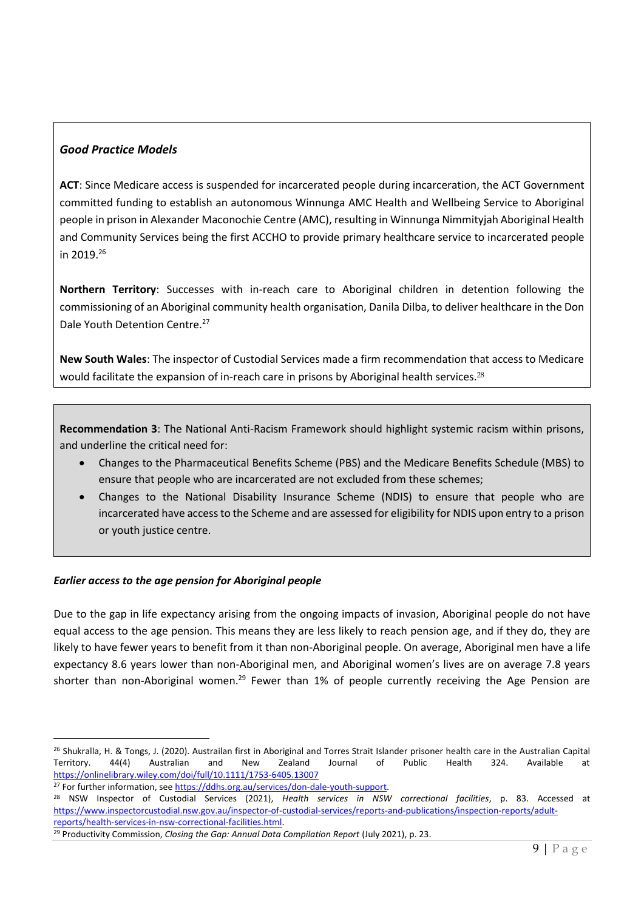### *Good Practice Models*

**ACT**: Since Medicare access is suspended for incarcerated people during incarceration, the ACT Government committed funding to establish an autonomous Winnunga AMC Health and Wellbeing Service to Aboriginal people in prison in Alexander Maconochie Centre (AMC), resulting in Winnunga Nimmityjah Aboriginal Health and Community Services being the first ACCHO to provide primary healthcare service to incarcerated people in 2019.[26]

**Northern Territory**: Successes with in-reach care to Aboriginal children in detention following the commissioning of an Aboriginal community health organisation, Danila Dilba, to deliver healthcare in the Don Dale Youth Detention Centre.[27]

**New South Wales**: The inspector of Custodial Services made a firm recommendation that access to Medicare would facilitate the expansion of in-reach care in prisons by Aboriginal health services.[28]

**Recommendation 3**: The National Anti-Racism Framework should highlight systemic racism within prisons, and underline the critical need for:

- Changes to the Pharmaceutical Benefits Scheme (PBS) and the Medicare Benefits Schedule (MBS) to ensure that people who are incarcerated are not excluded from these schemes;
- Changes to the National Disability Insurance Scheme (NDIS) to ensure that people who are incarcerated have access to the Scheme and are assessed for eligibility for NDIS upon entry to a prison or youth justice centre.

### *Earlier access to the age pension for Aboriginal people*

Due to the gap in life expectancy arising from the ongoing impacts of invasion, Aboriginal people do not have equal access to the age pension. This means they are less likely to reach pension age, and if they do, they are likely to have fewer years to benefit from it than non-Aboriginal people. On average, Aboriginal men have a life expectancy 8.6 years lower than non-Aboriginal men, and Aboriginal women's lives are on average 7.8 years shorter than non-Aboriginal women.[29] Fewer than 1% of people currently receiving the Age Pension are

---

[26] Shukralla, H. & Tongs, J. (2020). Austrailan first in Aboriginal and Torres Strait Islander prisoner health care in the Australian Capital Territory. 44(4) Australian and New Zealand Journal of Public Health 324. Available at https://onlinelibrary.wiley.com/doi/full/10.1111/1753-6405.13007

[27] For further information, see https://ddhs.org.au/services/don-dale-youth-support.

[28] NSW Inspector of Custodial Services (2021), *Health services in NSW correctional facilities*, p. 83. Accessed at https://www.inspectorcustodial.nsw.gov.au/inspector-of-custodial-services/reports-and-publications/inspection-reports/adult-reports/health-services-in-nsw-correctional-facilities.html.

[29] Productivity Commission, *Closing the Gap: Annual Data Compilation Report* (July 2021), p. 23.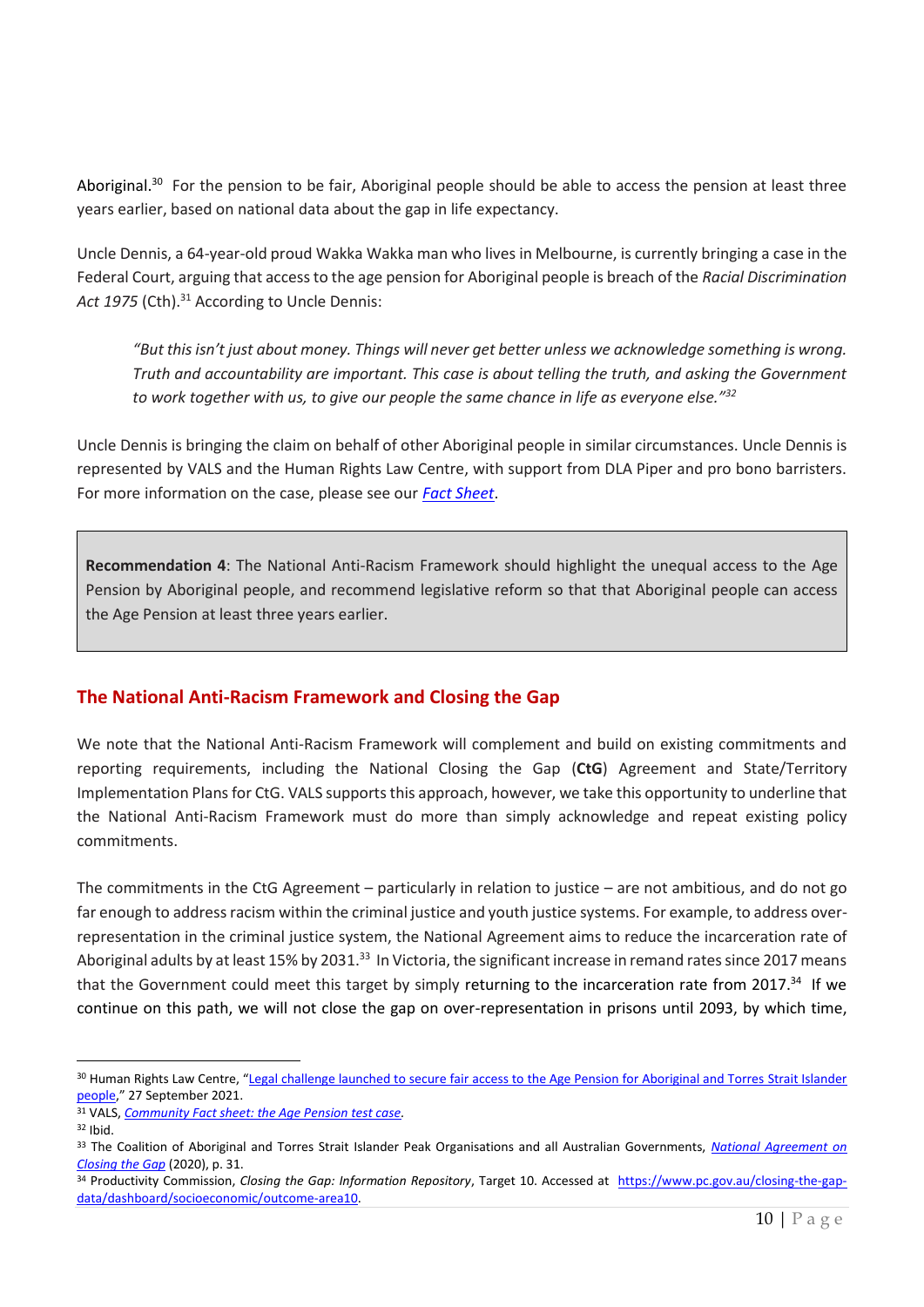Aboriginal.[30] For the pension to be fair, Aboriginal people should be able to access the pension at least three years earlier, based on national data about the gap in life expectancy.

Uncle Dennis, a 64-year-old proud Wakka Wakka man who lives in Melbourne, is currently bringing a case in the Federal Court, arguing that access to the age pension for Aboriginal people is breach of the *Racial Discrimination Act 1975* (Cth).[31] According to Uncle Dennis:

> *"But this isn't just about money. Things will never get better unless we acknowledge something is wrong. Truth and accountability are important. This case is about telling the truth, and asking the Government to work together with us, to give our people the same chance in life as everyone else."*[32]

Uncle Dennis is bringing the claim on behalf of other Aboriginal people in similar circumstances. Uncle Dennis is represented by VALS and the Human Rights Law Centre, with support from DLA Piper and pro bono barristers. For more information on the case, please see our *Fact Sheet*.

> **Recommendation 4**: The National Anti-Racism Framework should highlight the unequal access to the Age Pension by Aboriginal people, and recommend legislative reform so that that Aboriginal people can access the Age Pension at least three years earlier.

## The National Anti-Racism Framework and Closing the Gap

We note that the National Anti-Racism Framework will complement and build on existing commitments and reporting requirements, including the National Closing the Gap (**CtG**) Agreement and State/Territory Implementation Plans for CtG. VALS supports this approach, however, we take this opportunity to underline that the National Anti-Racism Framework must do more than simply acknowledge and repeat existing policy commitments.

The commitments in the CtG Agreement – particularly in relation to justice – are not ambitious, and do not go far enough to address racism within the criminal justice and youth justice systems. For example, to address over-representation in the criminal justice system, the National Agreement aims to reduce the incarceration rate of Aboriginal adults by at least 15% by 2031.[33] In Victoria, the significant increase in remand rates since 2017 means that the Government could meet this target by simply returning to the incarceration rate from 2017.[34] If we continue on this path, we will not close the gap on over-representation in prisons until 2093, by which time,

---

[30] Human Rights Law Centre, "Legal challenge launched to secure fair access to the Age Pension for Aboriginal and Torres Strait Islander people," 27 September 2021.

[31] VALS, *Community Fact sheet: the Age Pension test case*.

[32] Ibid.

[33] The Coalition of Aboriginal and Torres Strait Islander Peak Organisations and all Australian Governments, *National Agreement on Closing the Gap* (2020), p. 31.

[34] Productivity Commission, *Closing the Gap: Information Repository*, Target 10. Accessed at https://www.pc.gov.au/closing-the-gap-data/dashboard/socioeconomic/outcome-area10.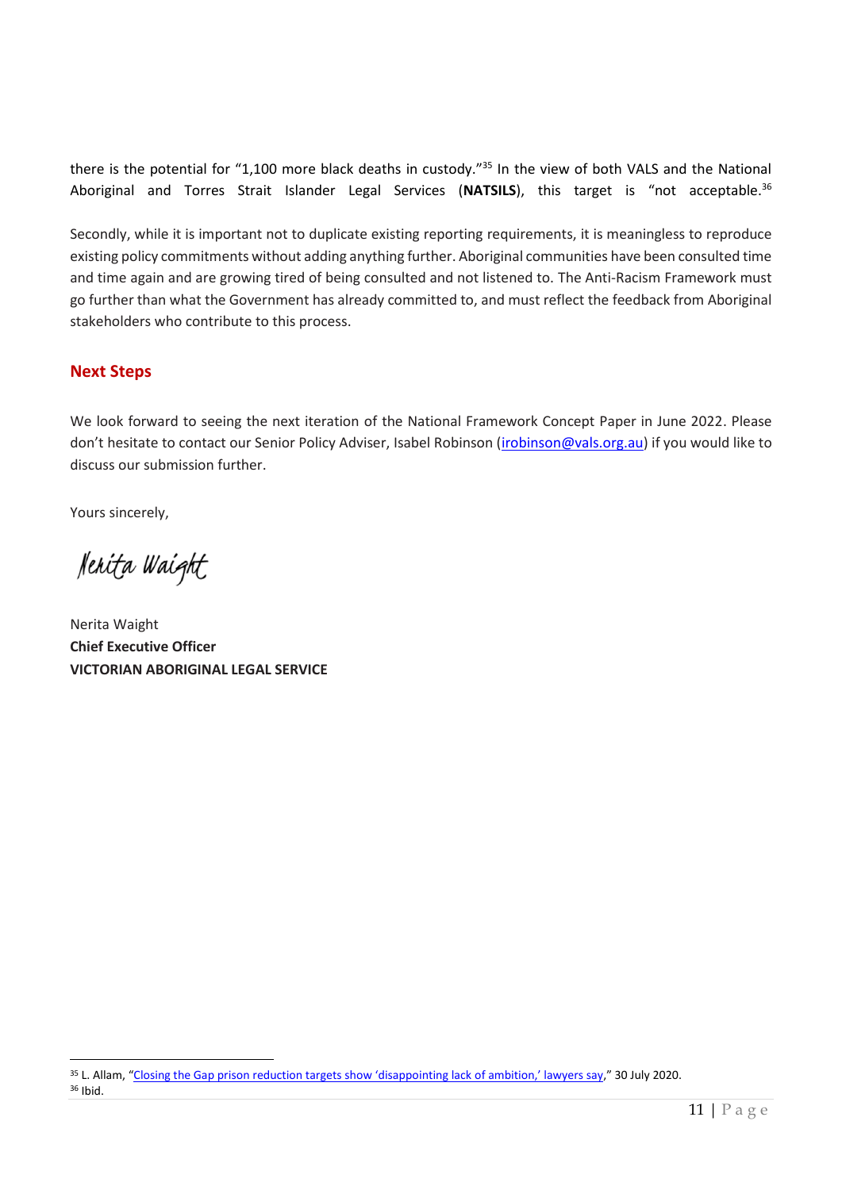there is the potential for "1,100 more black deaths in custody."[35] In the view of both VALS and the National Aboriginal and Torres Strait Islander Legal Services (**NATSILS**), this target is "not acceptable.[36]

Secondly, while it is important not to duplicate existing reporting requirements, it is meaningless to reproduce existing policy commitments without adding anything further. Aboriginal communities have been consulted time and time again and are growing tired of being consulted and not listened to. The Anti-Racism Framework must go further than what the Government has already committed to, and must reflect the feedback from Aboriginal stakeholders who contribute to this process.

## Next Steps

We look forward to seeing the next iteration of the National Framework Concept Paper in June 2022. Please don't hesitate to contact our Senior Policy Adviser, Isabel Robinson (irobinson@vals.org.au) if you would like to discuss our submission further.

Yours sincerely,

Nerita Waight

Nerita Waight
**Chief Executive Officer**
**VICTORIAN ABORIGINAL LEGAL SERVICE**

---

[35] L. Allam, "Closing the Gap prison reduction targets show 'disappointing lack of ambition,' lawyers say," 30 July 2020.
[36] Ibid.